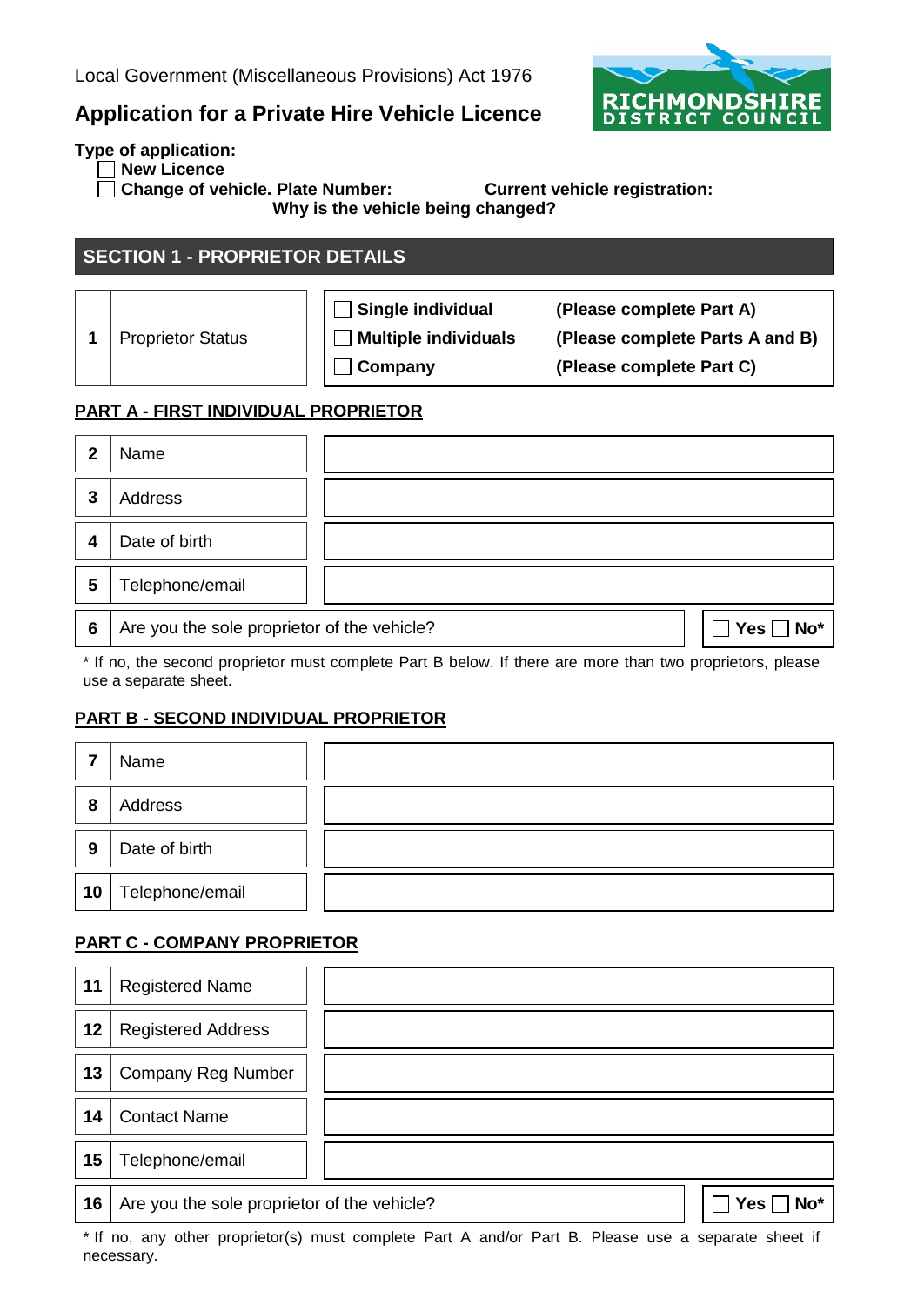Local Government (Miscellaneous Provisions) Act 1976

# Application for a Private Hire Vehicle Licence

RICHMONDSHIRE DISTRICT COUNCIL

**Type of application:**

☐ **New Licence**

☐ **Change of vehicle. Plate Number:** **Current vehicle registration:**

**Why is the vehicle being changed?**

## SECTION 1 - PROPRIETOR DETAILS

| | | | |
|---|---|---|---|
| **1** | Proprietor Status | ☐ **Single individual** | **(Please complete Part A)** |
| | | ☐ **Multiple individuals** | **(Please complete Parts A and B)** |
| | | ☐ **Company** | **(Please complete Part C)** |

### PART A - FIRST INDIVIDUAL PROPRIETOR

| | | |
|---|---|---|
| **2** | Name | |
| **3** | Address | |
| **4** | Date of birth | |
| **5** | Telephone/email | |
| **6** | Are you the sole proprietor of the vehicle? | ☐ **Yes** ☐ **No*** |

\* If no, the second proprietor must complete Part B below. If there are more than two proprietors, please use a separate sheet.

### PART B - SECOND INDIVIDUAL PROPRIETOR

| | | |
|---|---|---|
| **7** | Name | |
| **8** | Address | |
| **9** | Date of birth | |
| **10** | Telephone/email | |

### PART C - COMPANY PROPRIETOR

| | | |
|---|---|---|
| **11** | Registered Name | |
| **12** | Registered Address | |
| **13** | Company Reg Number | |
| **14** | Contact Name | |
| **15** | Telephone/email | |
| **16** | Are you the sole proprietor of the vehicle? | ☐ **Yes** ☐ **No*** |

\* If no, any other proprietor(s) must complete Part A and/or Part B. Please use a separate sheet if necessary.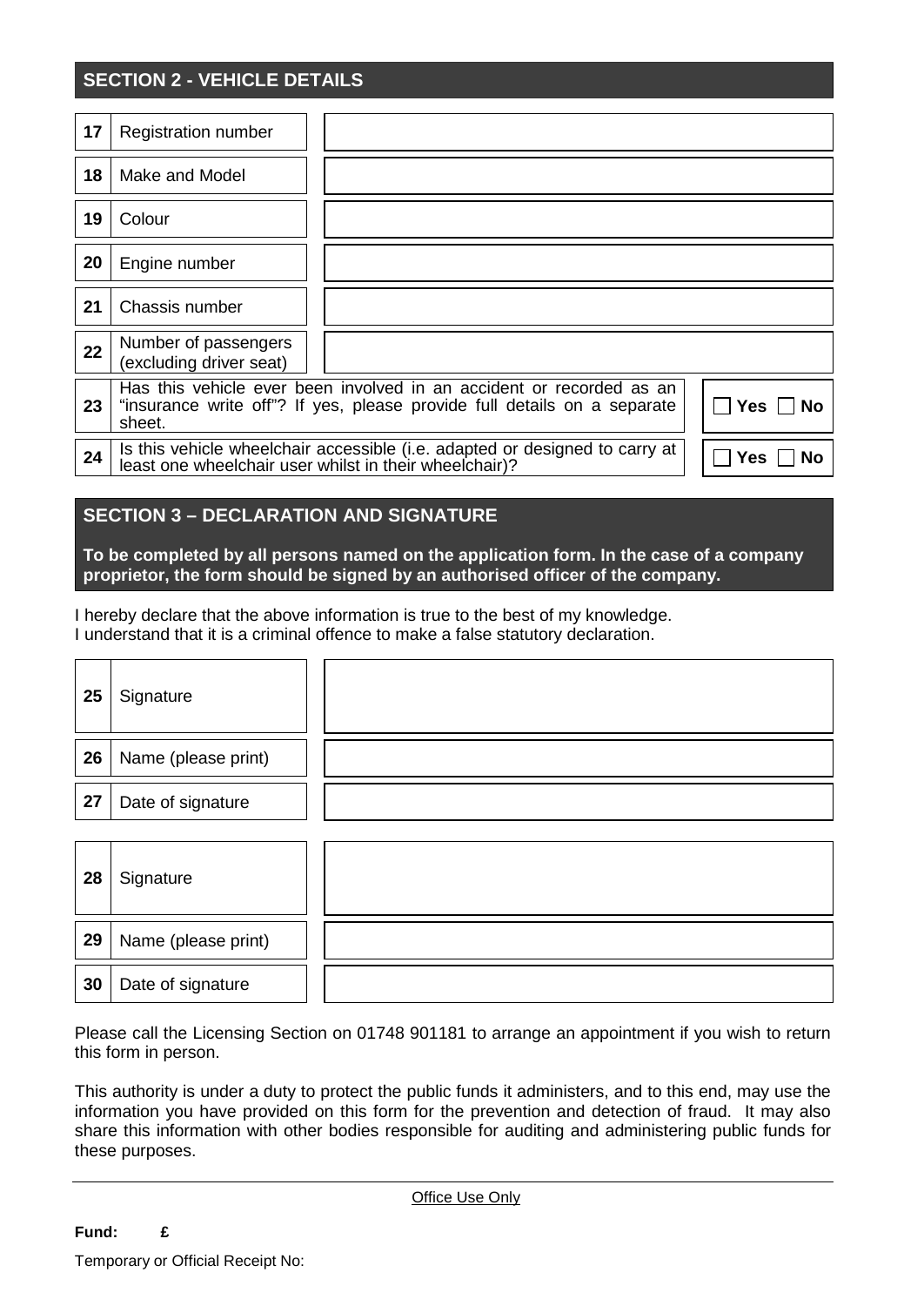## SECTION 2 - VEHICLE DETAILS

| | | |
|---|---|---|
| 17 | Registration number | |
| 18 | Make and Model | |
| 19 | Colour | |
| 20 | Engine number | |
| 21 | Chassis number | |
| 22 | Number of passengers (excluding driver seat) | |
| 23 | Has this vehicle ever been involved in an accident or recorded as an "insurance write off"? If yes, please provide full details on a separate sheet. | ☐ Yes ☐ No |
| 24 | Is this vehicle wheelchair accessible (i.e. adapted or designed to carry at least one wheelchair user whilst in their wheelchair)? | ☐ Yes ☐ No |

## SECTION 3 – DECLARATION AND SIGNATURE

**To be completed by all persons named on the application form. In the case of a company proprietor, the form should be signed by an authorised officer of the company.**

I hereby declare that the above information is true to the best of my knowledge.
I understand that it is a criminal offence to make a false statutory declaration.

| | | |
|---|---|---|
| 25 | Signature | |
| 26 | Name (please print) | |
| 27 | Date of signature | |

| | | |
|---|---|---|
| 28 | Signature | |
| 29 | Name (please print) | |
| 30 | Date of signature | |

Please call the Licensing Section on 01748 901181 to arrange an appointment if you wish to return this form in person.

This authority is under a duty to protect the public funds it administers, and to this end, may use the information you have provided on this form for the prevention and detection of fraud. It may also share this information with other bodies responsible for auditing and administering public funds for these purposes.

---

Office Use Only

**Fund: £**

Temporary or Official Receipt No: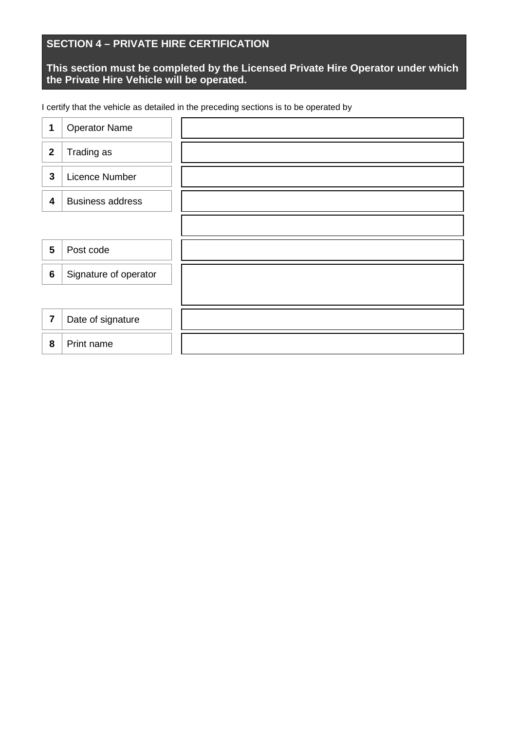## SECTION 4 – PRIVATE HIRE CERTIFICATION

**This section must be completed by the Licensed Private Hire Operator under which the Private Hire Vehicle will be operated.**

I certify that the vehicle as detailed in the preceding sections is to be operated by

| | | |
|---|---|---|
| **1** | Operator Name | |
| **2** | Trading as | |
| **3** | Licence Number | |
| **4** | Business address | |
| | | |
| **5** | Post code | |
| **6** | Signature of operator | |
| **7** | Date of signature | |
| **8** | Print name | |